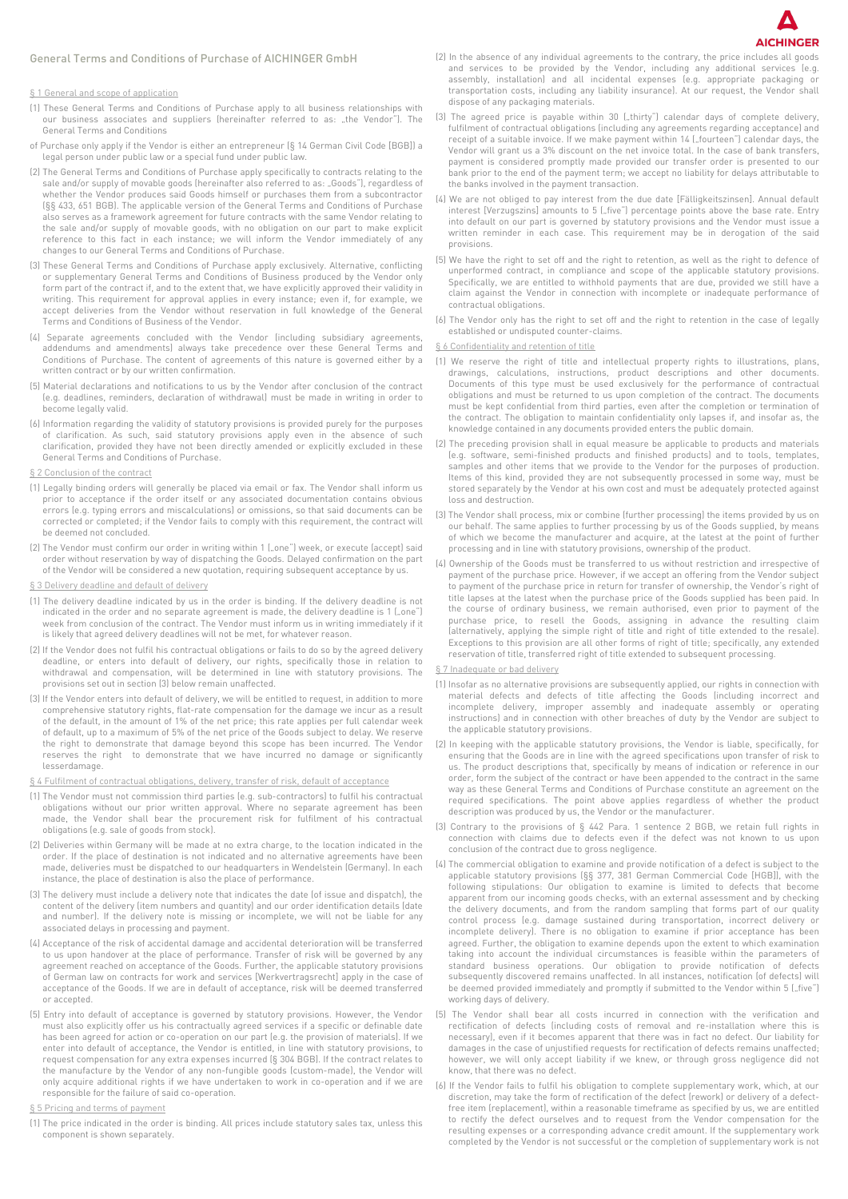# General Terms and Conditions of Purchase of AICHINGER GmbH

## § 1 General and scope of application

(1) These General Terms and Conditions of Purchase apply to all business relationships with our business associates and suppliers (hereinafter referred to as: „the Vendor"). The General Terms and Conditions

of Purchase only apply if the Vendor is either an entrepreneur (§ 14 German Civil Code [BGB]) a legal person under public law or a special fund under public law.

(2) The General Terms and Conditions of Purchase apply specifically to contracts relating to the sale and/or supply of movable goods (hereinafter also referred to as: „Goods"), regardless of whether the Vendor produces said Goods himself or purchases them from a subcontractor (§§ 433, 651 BGB). The applicable version of the General Terms and Conditions of Purchase also serves as a framework agreement for future contracts with the same Vendor relating to the sale and/or supply of movable goods, with no obligation on our part to make explicit reference to this fact in each instance; we will inform the Vendor immediately of any changes to our General Terms and Conditions of Purchase.

(3) These General Terms and Conditions of Purchase apply exclusively. Alternative, conflicting or supplementary General Terms and Conditions of Business produced by the Vendor only form part of the contract if, and to the extent that, we have explicitly approved their validity in writing. This requirement for approval applies in every instance; even if, for example, we accept deliveries from the Vendor without reservation in full knowledge of the General Terms and Conditions of Business of the Vendor.

(4) Separate agreements concluded with the Vendor (including subsidiary agreements, addendums and amendments) always take precedence over these General Terms and Conditions of Purchase. The content of agreements of this nature is governed either by a written contract or by our written confirmation.

(5) Material declarations and notifications to us by the Vendor after conclusion of the contract (e.g. deadlines, reminders, declaration of withdrawal) must be made in writing in order to become legally valid.

(6) Information regarding the validity of statutory provisions is provided purely for the purposes of clarification. As such, said statutory provisions apply even in the absence of such clarification, provided they have not been directly amended or explicitly excluded in these General Terms and Conditions of Purchase.

## § 2 Conclusion of the contract

(1) Legally binding orders will generally be placed via email or fax. The Vendor shall inform us prior to acceptance if the order itself or any associated documentation contains obvious errors (e.g. typing errors and miscalculations) or omissions, so that said documents can be corrected or completed; if the Vendor fails to comply with this requirement, the contract will be deemed not concluded.

(2) The Vendor must confirm our order in writing within 1 („one") week, or execute (accept) said order without reservation by way of dispatching the Goods. Delayed confirmation on the part of the Vendor will be considered a new quotation, requiring subsequent acceptance by us.

## § 3 Delivery deadline and default of delivery

(1) The delivery deadline indicated by us in the order is binding. If the delivery deadline is not indicated in the order and no separate agreement is made, the delivery deadline is 1 („one") week from conclusion of the contract. The Vendor must inform us in writing immediately if it is likely that agreed delivery deadlines will not be met, for whatever reason.

(2) If the Vendor does not fulfil his contractual obligations or fails to do so by the agreed delivery deadline, or enters into default of delivery, our rights, specifically those in relation to withdrawal and compensation, will be determined in line with statutory provisions. The provisions set out in section (3) below remain unaffected.

(3) If the Vendor enters into default of delivery, we will be entitled to request, in addition to more comprehensive statutory rights, flat-rate compensation for the damage we incur as a result of the default, in the amount of 1% of the net price; this rate applies per full calendar week of default, up to a maximum of 5% of the net price of the Goods subject to delay. We reserve the right to demonstrate that damage beyond this scope has been incurred. The Vendor reserves the right to demonstrate that we have incurred no damage or significantly lesserdamage.

## § 4 Fulfilment of contractual obligations, delivery, transfer of risk, default of acceptance

(1) The Vendor must not commission third parties (e.g. sub-contractors) to fulfil his contractual obligations without our prior written approval. Where no separate agreement has been made, the Vendor shall bear the procurement risk for fulfilment of his contractual obligations (e.g. sale of goods from stock).

(2) Deliveries within Germany will be made at no extra charge, to the location indicated in the order. If the place of destination is not indicated and no alternative agreements have been made, deliveries must be dispatched to our headquarters in Wendelstein (Germany). In each instance, the place of destination is also the place of performance.

(3) The delivery must include a delivery note that indicates the date (of issue and dispatch), the content of the delivery (item numbers and quantity) and our order identification details (date and number). If the delivery note is missing or incomplete, we will not be liable for any associated delays in processing and payment.

(4) Acceptance of the risk of accidental damage and accidental deterioration will be transferred to us upon handover at the place of performance. Transfer of risk will be governed by any agreement reached on acceptance of the Goods. Further, the applicable statutory provisions of German law on contracts for work and services [Werkvertragsrecht] apply in the case of acceptance of the Goods. If we are in default of acceptance, risk will be deemed transferred or accepted.

(5) Entry into default of acceptance is governed by statutory provisions. However, the Vendor must also explicitly offer us his contractually agreed services if a specific or definable date has been agreed for action or co-operation on our part (e.g. the provision of materials). If we enter into default of acceptance, the Vendor is entitled, in line with statutory provisions, to request compensation for any extra expenses incurred (§ 304 BGB). If the contract relates to the manufacture by the Vendor of any non-fungible goods (custom-made), the Vendor will only acquire additional rights if we have undertaken to work in co-operation and if we are responsible for the failure of said co-operation.

## § 5 Pricing and terms of payment

(1) The price indicated in the order is binding. All prices include statutory sales tax, unless this component is shown separately.

(2) In the absence of any individual agreements to the contrary, the price includes all goods and services to be provided by the Vendor, including any additional services (e.g. assembly, installation) and all incidental expenses (e.g. appropriate packaging or transportation costs, including any liability insurance). At our request, the Vendor shall dispose of any packaging materials.

(3) The agreed price is payable within 30 („thirty") calendar days of complete delivery, fulfilment of contractual obligations (including any agreements regarding acceptance) and receipt of a suitable invoice. If we make payment within 14 („fourteen") calendar days, the Vendor will grant us a 3% discount on the net invoice total. In the case of bank transfers, payment is considered promptly made provided our transfer order is presented to our bank prior to the end of the payment term; we accept no liability for delays attributable to the banks involved in the payment transaction.

(4) We are not obliged to pay interest from the due date [Fälligkeitszinsen]. Annual default interest [Verzugszins] amounts to 5 („five") percentage points above the base rate. Entry into default on our part is governed by statutory provisions and the Vendor must issue a written reminder in each case. This requirement may be in derogation of the said provisions.

(5) We have the right to set off and the right to retention, as well as the right to defence of unperformed contract, in compliance and scope of the applicable statutory provisions. Specifically, we are entitled to withhold payments that are due, provided we still have a claim against the Vendor in connection with incomplete or inadequate performance of contractual obligations.

(6) The Vendor only has the right to set off and the right to retention in the case of legally established or undisputed counter-claims.

## § 6 Confidentiality and retention of title

(1) We reserve the right of title and intellectual property rights to illustrations, plans, drawings, calculations, instructions, product descriptions and other documents. Documents of this type must be used exclusively for the performance of contractual obligations and must be returned to us upon completion of the contract. The documents must be kept confidential from third parties, even after the completion or termination of the contract. The obligation to maintain confidentiality only lapses if, and insofar as, the knowledge contained in any documents provided enters the public domain.

(2) The preceding provision shall in equal measure be applicable to products and materials (e.g. software, semi-finished products and finished products) and to tools, templates, samples and other items that we provide to the Vendor for the purposes of production. Items of this kind, provided they are not subsequently processed in some way, must be stored separately by the Vendor at his own cost and must be adequately protected against loss and destruction.

(3) The Vendor shall process, mix or combine (further processing) the items provided by us on our behalf. The same applies to further processing by us of the Goods supplied, by means of which we become the manufacturer and acquire, at the latest at the point of further processing and in line with statutory provisions, ownership of the product.

(4) Ownership of the Goods must be transferred to us without restriction and irrespective of payment of the purchase price. However, if we accept an offering from the Vendor subject to payment of the purchase price in return for transfer of ownership, the Vendor's right of title lapses at the latest when the purchase price of the Goods supplied has been paid. In the course of ordinary business, we remain authorised, even prior to payment of the purchase price, to resell the Goods, assigning in advance the resulting claim (alternatively, applying the simple right of title and right of title extended to the resale). Exceptions to this provision are all other forms of right of title; specifically, any extended reservation of title, transferred right of title extended to subsequent processing.

## § 7 Inadequate or bad delivery

(1) Insofar as no alternative provisions are subsequently applied, our rights in connection with material defects and defects of title affecting the Goods (including incorrect and incomplete delivery, improper assembly and inadequate assembly or operating instructions) and in connection with other breaches of duty by the Vendor are subject to the applicable statutory provisions.

(2) In keeping with the applicable statutory provisions, the Vendor is liable, specifically, for ensuring that the Goods are in line with the agreed specifications upon transfer of risk to us. The product descriptions that, specifically by means of indication or reference in our order, form the subject of the contract or have been appended to the contract in the same way as these General Terms and Conditions of Purchase constitute an agreement on the required specifications. The point above applies regardless of whether the product description was produced by us, the Vendor or the manufacturer.

(3) Contrary to the provisions of § 442 Para. 1 sentence 2 BGB, we retain full rights in connection with claims due to defects even if the defect was not known to us upon conclusion of the contract due to gross negligence.

(4) The commercial obligation to examine and provide notification of a defect is subject to the applicable statutory provisions (§§ 377, 381 German Commercial Code [HGB]), with the following stipulations: Our obligation to examine is limited to defects that become apparent from our incoming goods checks, with an external assessment and by checking the delivery documents, and from the random sampling that forms part of our quality control process (e.g. damage sustained during transportation, incorrect delivery or incomplete delivery). There is no obligation to examine if prior acceptance has been agreed. Further, the obligation to examine depends upon the extent to which examination taking into account the individual circumstances is feasible within the parameters of standard business operations. Our obligation to provide notification of defects subsequently discovered remains unaffected. In all instances, notification (of defects) will be deemed provided immediately and promptly if submitted to the Vendor within 5 („five") working days of delivery.

(5) The Vendor shall bear all costs incurred in connection with the verification and rectification of defects (including costs of removal and re-installation where this is necessary), even if it becomes apparent that there was in fact no defect. Our liability for damages in the case of unjustified requests for rectification of defects remains unaffected; however, we will only accept liability if we knew, or through gross negligence did not know, that there was no defect.

(6) If the Vendor fails to fulfil his obligation to complete supplementary work, which, at our discretion, may take the form of rectification of the defect (rework) or delivery of a defect-free item (replacement), within a reasonable timeframe as specified by us, we are entitled to rectify the defect ourselves and to request from the Vendor compensation for the resulting expenses or a corresponding advance credit amount. If the supplementary work completed by the Vendor is not successful or the completion of supplementary work is not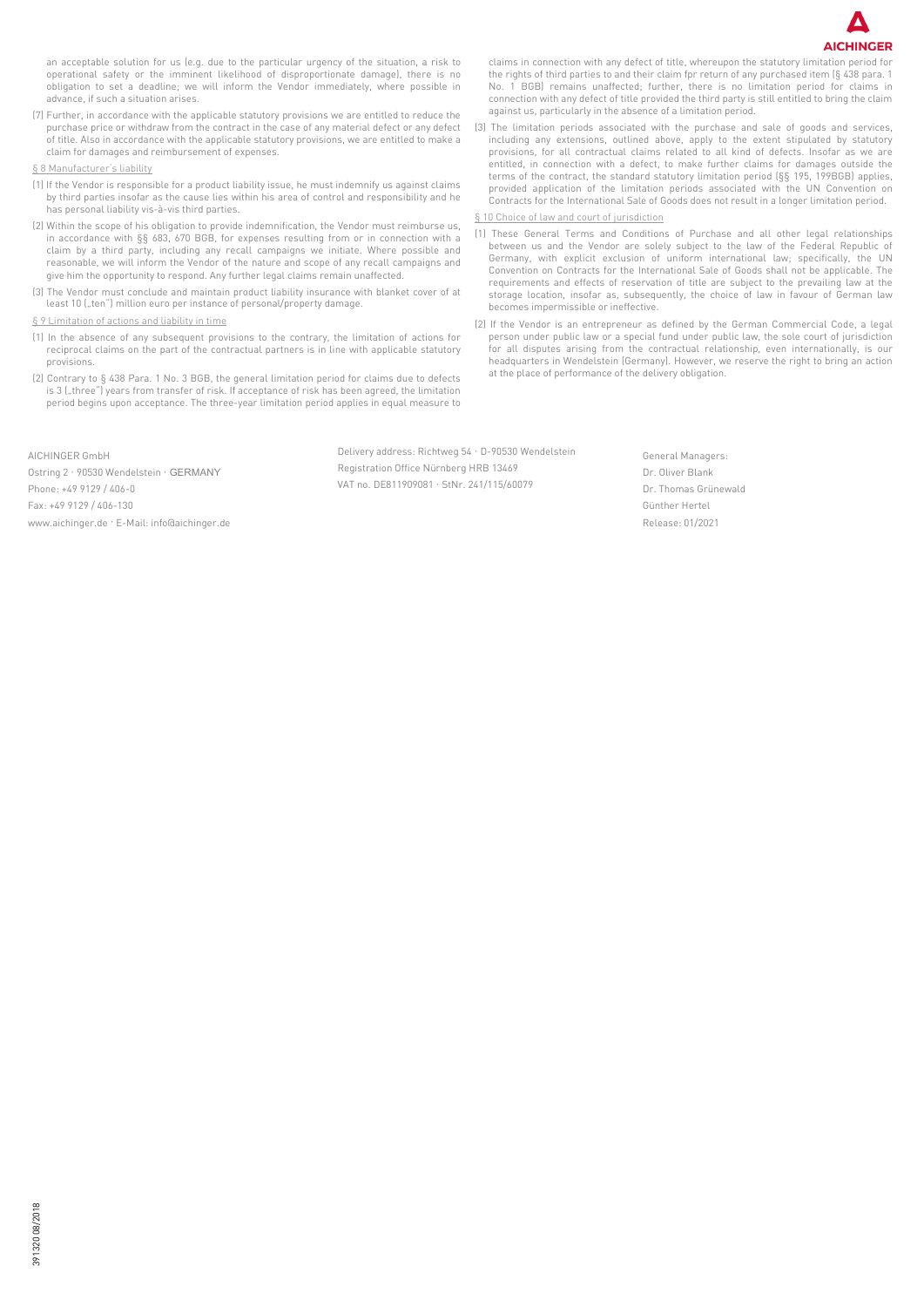an acceptable solution for us (e.g. due to the particular urgency of the situation, a risk to operational safety or the imminent likelihood of disproportionate damage), there is no obligation to set a deadline; we will inform the Vendor immediately, where possible in advance, if such a situation arises.

(7) Further, in accordance with the applicable statutory provisions we are entitled to reduce the purchase price or withdraw from the contract in the case of any material defect or any defect of title. Also in accordance with the applicable statutory provisions, we are entitled to make a claim for damages and reimbursement of expenses.

§ 8 Manufacturer's liability

(1) If the Vendor is responsible for a product liability issue, he must indemnify us against claims by third parties insofar as the cause lies within his area of control and responsibility and he has personal liability vis-à-vis third parties.

(2) Within the scope of his obligation to provide indemnification, the Vendor must reimburse us, in accordance with §§ 683, 670 BGB, for expenses resulting from or in connection with a claim by a third party, including any recall campaigns we initiate. Where possible and reasonable, we will inform the Vendor of the nature and scope of any recall campaigns and give him the opportunity to respond. Any further legal claims remain unaffected.

(3) The Vendor must conclude and maintain product liability insurance with blanket cover of at least 10 („ten") million euro per instance of personal/property damage.

§ 9 Limitation of actions and liability in time

(1) In the absence of any subsequent provisions to the contrary, the limitation of actions for reciprocal claims on the part of the contractual partners is in line with applicable statutory provisions.

(2) Contrary to § 438 Para. 1 No. 3 BGB, the general limitation period for claims due to defects is 3 („three") years from transfer of risk. If acceptance of risk has been agreed, the limitation period begins upon acceptance. The three-year limitation period applies in equal measure to claims in connection with any defect of title, whereupon the statutory limitation period for the rights of third parties to and their claim fpr return of any purchased item (§ 438 para. 1 No. 1 BGB) remains unaffected; further, there is no limitation period for claims in connection with any defect of title provided the third party is still entitled to bring the claim against us, particularly in the absence of a limitation period.

(3) The limitation periods associated with the purchase and sale of goods and services, including any extensions, outlined above, apply to the extent stipulated by statutory provisions, for all contractual claims related to all kind of defects. Insofar as we are entitled, in connection with a defect, to make further claims for damages outside the terms of the contract, the standard statutory limitation period (§§ 195, 199BGB) applies, provided application of the limitation periods associated with the UN Convention on Contracts for the International Sale of Goods does not result in a longer limitation period.

§ 10 Choice of law and court of jurisdiction

(1) These General Terms and Conditions of Purchase and all other legal relationships between us and the Vendor are solely subject to the law of the Federal Republic of Germany, with explicit exclusion of uniform international law; specifically, the UN Convention on Contracts for the International Sale of Goods shall not be applicable. The requirements and effects of reservation of title are subject to the prevailing law at the storage location, insofar as, subsequently, the choice of law in favour of German law becomes impermissible or ineffective.

(2) If the Vendor is an entrepreneur as defined by the German Commercial Code, a legal person under public law or a special fund under public law, the sole court of jurisdiction for all disputes arising from the contractual relationship, even internationally, is our headquarters in Wendelstein (Germany). However, we reserve the right to bring an action at the place of performance of the delivery obligation.

AICHINGER GmbH
Ostring 2 · 90530 Wendelstein · GERMANY
Phone: +49 9129 / 406-0
Fax: +49 9129 / 406-130
www.aichinger.de · E-Mail: info@aichinger.de

Delivery address: Richtweg 54 · D-90530 Wendelstein
Registration Office Nürnberg HRB 13469
VAT no. DE811909081 · StNr. 241/115/60079

General Managers:
Dr. Oliver Blank
Dr. Thomas Grünewald
Günther Hertel
Release: 01/2021

391320 08/2018